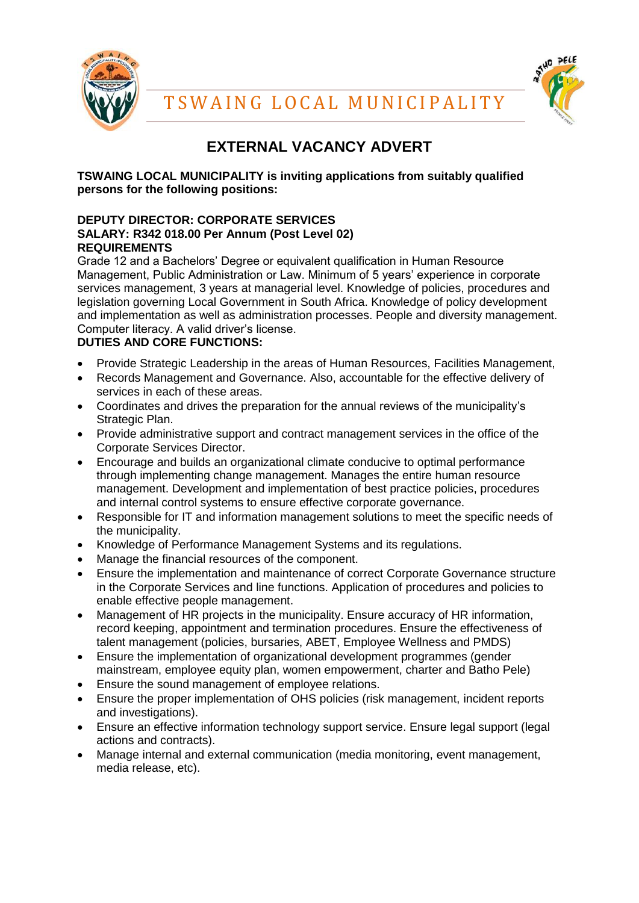# TSWAING LOCAL MUNICIPALITY

## EXTERNAL VACANCY ADVERT

**TSWAING LOCAL MUNICIPALITY is inviting applications from suitably qualified persons for the following positions:**

**DEPUTY DIRECTOR: CORPORATE SERVICES**
**SALARY: R342 018.00 Per Annum (Post Level 02)**
**REQUIREMENTS**

Grade 12 and a Bachelors' Degree or equivalent qualification in Human Resource Management, Public Administration or Law. Minimum of 5 years' experience in corporate services management, 3 years at managerial level. Knowledge of policies, procedures and legislation governing Local Government in South Africa. Knowledge of policy development and implementation as well as administration processes. People and diversity management. Computer literacy. A valid driver's license.

**DUTIES AND CORE FUNCTIONS:**

- Provide Strategic Leadership in the areas of Human Resources, Facilities Management,
- Records Management and Governance. Also, accountable for the effective delivery of services in each of these areas.
- Coordinates and drives the preparation for the annual reviews of the municipality's Strategic Plan.
- Provide administrative support and contract management services in the office of the Corporate Services Director.
- Encourage and builds an organizational climate conducive to optimal performance through implementing change management. Manages the entire human resource management. Development and implementation of best practice policies, procedures and internal control systems to ensure effective corporate governance.
- Responsible for IT and information management solutions to meet the specific needs of the municipality.
- Knowledge of Performance Management Systems and its regulations.
- Manage the financial resources of the component.
- Ensure the implementation and maintenance of correct Corporate Governance structure in the Corporate Services and line functions. Application of procedures and policies to enable effective people management.
- Management of HR projects in the municipality. Ensure accuracy of HR information, record keeping, appointment and termination procedures. Ensure the effectiveness of talent management (policies, bursaries, ABET, Employee Wellness and PMDS)
- Ensure the implementation of organizational development programmes (gender mainstream, employee equity plan, women empowerment, charter and Batho Pele)
- Ensure the sound management of employee relations.
- Ensure the proper implementation of OHS policies (risk management, incident reports and investigations).
- Ensure an effective information technology support service. Ensure legal support (legal actions and contracts).
- Manage internal and external communication (media monitoring, event management, media release, etc).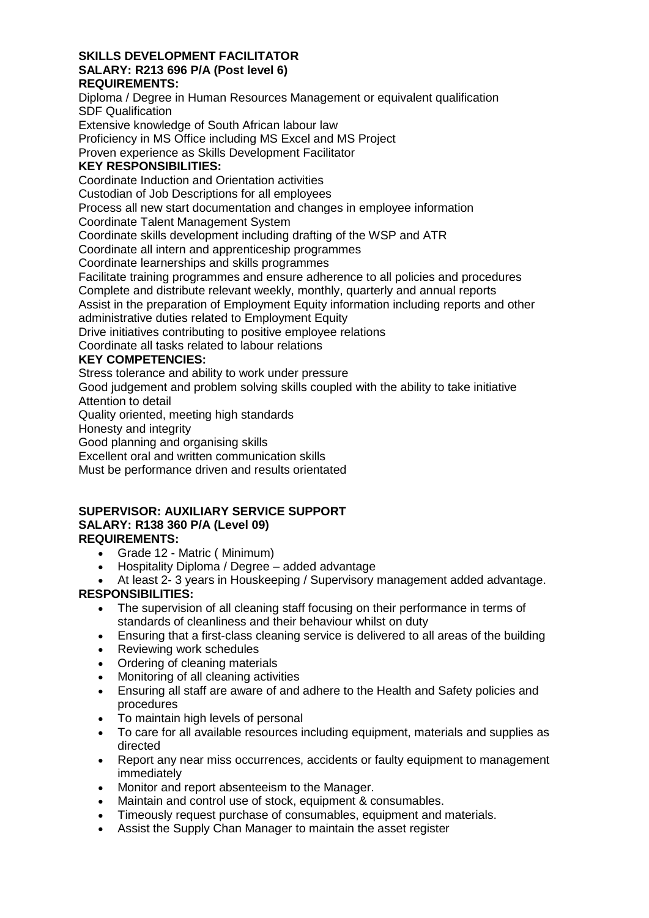**SKILLS DEVELOPMENT FACILITATOR**
**SALARY: R213 696 P/A (Post level 6)**
**REQUIREMENTS:**

Diploma / Degree in Human Resources Management or equivalent qualification
SDF Qualification
Extensive knowledge of South African labour law
Proficiency in MS Office including MS Excel and MS Project
Proven experience as Skills Development Facilitator

**KEY RESPONSIBILITIES:**

Coordinate Induction and Orientation activities
Custodian of Job Descriptions for all employees
Process all new start documentation and changes in employee information
Coordinate Talent Management System
Coordinate skills development including drafting of the WSP and ATR
Coordinate all intern and apprenticeship programmes
Coordinate learnerships and skills programmes
Facilitate training programmes and ensure adherence to all policies and procedures
Complete and distribute relevant weekly, monthly, quarterly and annual reports
Assist in the preparation of Employment Equity information including reports and other administrative duties related to Employment Equity
Drive initiatives contributing to positive employee relations
Coordinate all tasks related to labour relations

**KEY COMPETENCIES:**

Stress tolerance and ability to work under pressure
Good judgement and problem solving skills coupled with the ability to take initiative
Attention to detail
Quality oriented, meeting high standards
Honesty and integrity
Good planning and organising skills
Excellent oral and written communication skills
Must be performance driven and results orientated

**SUPERVISOR: AUXILIARY SERVICE SUPPORT**
**SALARY: R138 360 P/A (Level 09)**
**REQUIREMENTS:**

- Grade 12 - Matric ( Minimum)
- Hospitality Diploma / Degree – added advantage
- At least 2- 3 years in Houskeeping / Supervisory management added advantage.

**RESPONSIBILITIES:**

- The supervision of all cleaning staff focusing on their performance in terms of standards of cleanliness and their behaviour whilst on duty
- Ensuring that a first-class cleaning service is delivered to all areas of the building
- Reviewing work schedules
- Ordering of cleaning materials
- Monitoring of all cleaning activities
- Ensuring all staff are aware of and adhere to the Health and Safety policies and procedures
- To maintain high levels of personal
- To care for all available resources including equipment, materials and supplies as directed
- Report any near miss occurrences, accidents or faulty equipment to management immediately
- Monitor and report absenteeism to the Manager.
- Maintain and control use of stock, equipment & consumables.
- Timeously request purchase of consumables, equipment and materials.
- Assist the Supply Chan Manager to maintain the asset register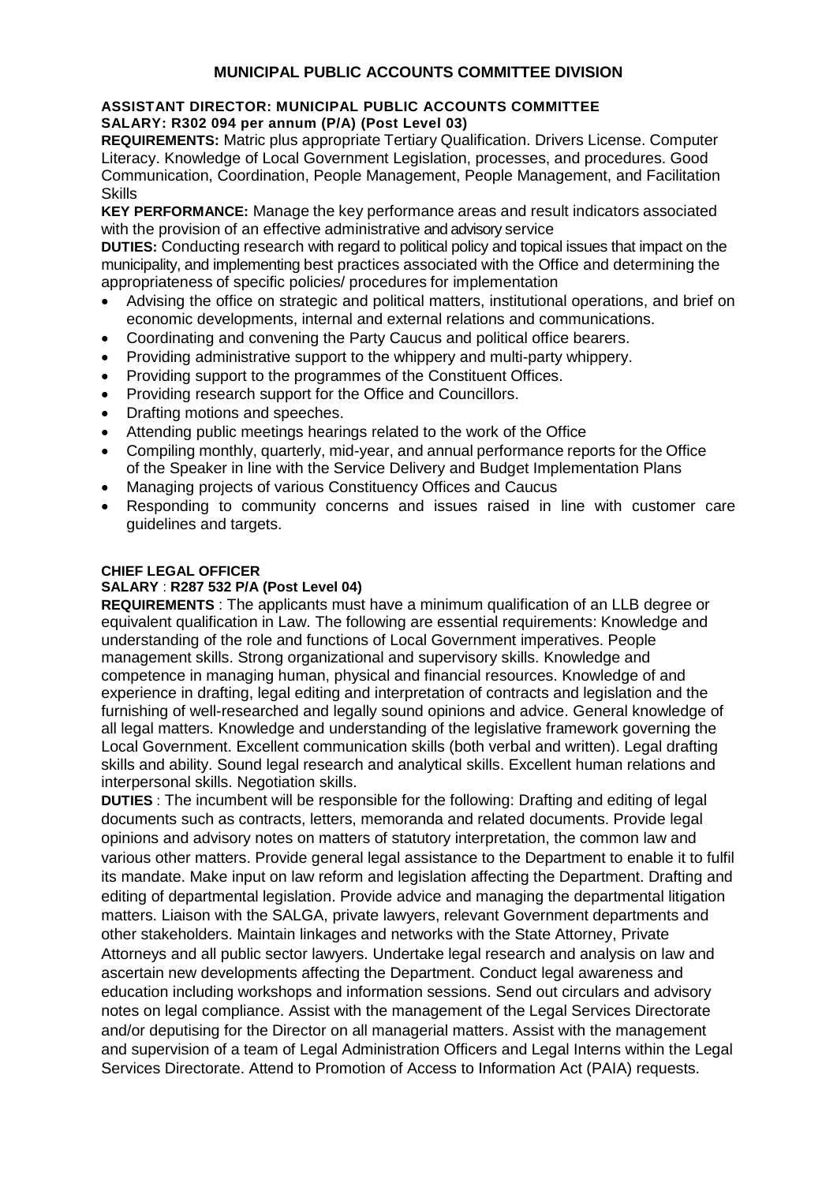## MUNICIPAL PUBLIC ACCOUNTS COMMITTEE DIVISION

### ASSISTANT DIRECTOR: MUNICIPAL PUBLIC ACCOUNTS COMMITTEE

**SALARY: R302 094 per annum (P/A) (Post Level 03)**

**REQUIREMENTS:** Matric plus appropriate Tertiary Qualification. Drivers License. Computer Literacy. Knowledge of Local Government Legislation, processes, and procedures. Good Communication, Coordination, People Management, People Management, and Facilitation Skills

**KEY PERFORMANCE:** Manage the key performance areas and result indicators associated with the provision of an effective administrative and advisory service

**DUTIES:** Conducting research with regard to political policy and topical issues that impact on the municipality, and implementing best practices associated with the Office and determining the appropriateness of specific policies/ procedures for implementation

- Advising the office on strategic and political matters, institutional operations, and brief on economic developments, internal and external relations and communications.
- Coordinating and convening the Party Caucus and political office bearers.
- Providing administrative support to the whippery and multi-party whippery.
- Providing support to the programmes of the Constituent Offices.
- Providing research support for the Office and Councillors.
- Drafting motions and speeches.
- Attending public meetings hearings related to the work of the Office
- Compiling monthly, quarterly, mid-year, and annual performance reports for the Office of the Speaker in line with the Service Delivery and Budget Implementation Plans
- Managing projects of various Constituency Offices and Caucus
- Responding to community concerns and issues raised in line with customer care guidelines and targets.

### CHIEF LEGAL OFFICER

**SALARY** : **R287 532 P/A (Post Level 04)**

**REQUIREMENTS** : The applicants must have a minimum qualification of an LLB degree or equivalent qualification in Law. The following are essential requirements: Knowledge and understanding of the role and functions of Local Government imperatives. People management skills. Strong organizational and supervisory skills. Knowledge and competence in managing human, physical and financial resources. Knowledge of and experience in drafting, legal editing and interpretation of contracts and legislation and the furnishing of well-researched and legally sound opinions and advice. General knowledge of all legal matters. Knowledge and understanding of the legislative framework governing the Local Government. Excellent communication skills (both verbal and written). Legal drafting skills and ability. Sound legal research and analytical skills. Excellent human relations and interpersonal skills. Negotiation skills.

**DUTIES** : The incumbent will be responsible for the following: Drafting and editing of legal documents such as contracts, letters, memoranda and related documents. Provide legal opinions and advisory notes on matters of statutory interpretation, the common law and various other matters. Provide general legal assistance to the Department to enable it to fulfil its mandate. Make input on law reform and legislation affecting the Department. Drafting and editing of departmental legislation. Provide advice and managing the departmental litigation matters. Liaison with the SALGA, private lawyers, relevant Government departments and other stakeholders. Maintain linkages and networks with the State Attorney, Private Attorneys and all public sector lawyers. Undertake legal research and analysis on law and ascertain new developments affecting the Department. Conduct legal awareness and education including workshops and information sessions. Send out circulars and advisory notes on legal compliance. Assist with the management of the Legal Services Directorate and/or deputising for the Director on all managerial matters. Assist with the management and supervision of a team of Legal Administration Officers and Legal Interns within the Legal Services Directorate. Attend to Promotion of Access to Information Act (PAIA) requests.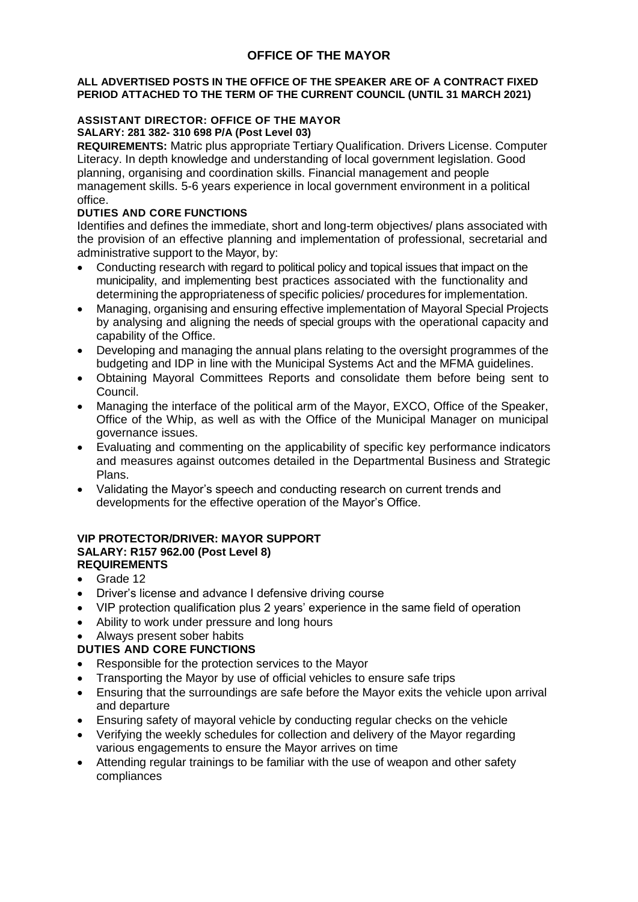# OFFICE OF THE MAYOR

**ALL ADVERTISED POSTS IN THE OFFICE OF THE SPEAKER ARE OF A CONTRACT FIXED PERIOD ATTACHED TO THE TERM OF THE CURRENT COUNCIL (UNTIL 31 MARCH 2021)**

## ASSISTANT DIRECTOR: OFFICE OF THE MAYOR

**SALARY: 281 382- 310 698 P/A (Post Level 03)**

**REQUIREMENTS:** Matric plus appropriate Tertiary Qualification. Drivers License. Computer Literacy. In depth knowledge and understanding of local government legislation. Good planning, organising and coordination skills. Financial management and people management skills. 5-6 years experience in local government environment in a political office.

**DUTIES AND CORE FUNCTIONS**

Identifies and defines the immediate, short and long-term objectives/ plans associated with the provision of an effective planning and implementation of professional, secretarial and administrative support to the Mayor, by:

- Conducting research with regard to political policy and topical issues that impact on the municipality, and implementing best practices associated with the functionality and determining the appropriateness of specific policies/ procedures for implementation.
- Managing, organising and ensuring effective implementation of Mayoral Special Projects by analysing and aligning the needs of special groups with the operational capacity and capability of the Office.
- Developing and managing the annual plans relating to the oversight programmes of the budgeting and IDP in line with the Municipal Systems Act and the MFMA guidelines.
- Obtaining Mayoral Committees Reports and consolidate them before being sent to Council.
- Managing the interface of the political arm of the Mayor, EXCO, Office of the Speaker, Office of the Whip, as well as with the Office of the Municipal Manager on municipal governance issues.
- Evaluating and commenting on the applicability of specific key performance indicators and measures against outcomes detailed in the Departmental Business and Strategic Plans.
- Validating the Mayor's speech and conducting research on current trends and developments for the effective operation of the Mayor's Office.

## VIP PROTECTOR/DRIVER: MAYOR SUPPORT

**SALARY: R157 962.00 (Post Level 8)**

**REQUIREMENTS**

- Grade 12
- Driver's license and advance I defensive driving course
- VIP protection qualification plus 2 years' experience in the same field of operation
- Ability to work under pressure and long hours
- Always present sober habits

**DUTIES AND CORE FUNCTIONS**

- Responsible for the protection services to the Mayor
- Transporting the Mayor by use of official vehicles to ensure safe trips
- Ensuring that the surroundings are safe before the Mayor exits the vehicle upon arrival and departure
- Ensuring safety of mayoral vehicle by conducting regular checks on the vehicle
- Verifying the weekly schedules for collection and delivery of the Mayor regarding various engagements to ensure the Mayor arrives on time
- Attending regular trainings to be familiar with the use of weapon and other safety compliances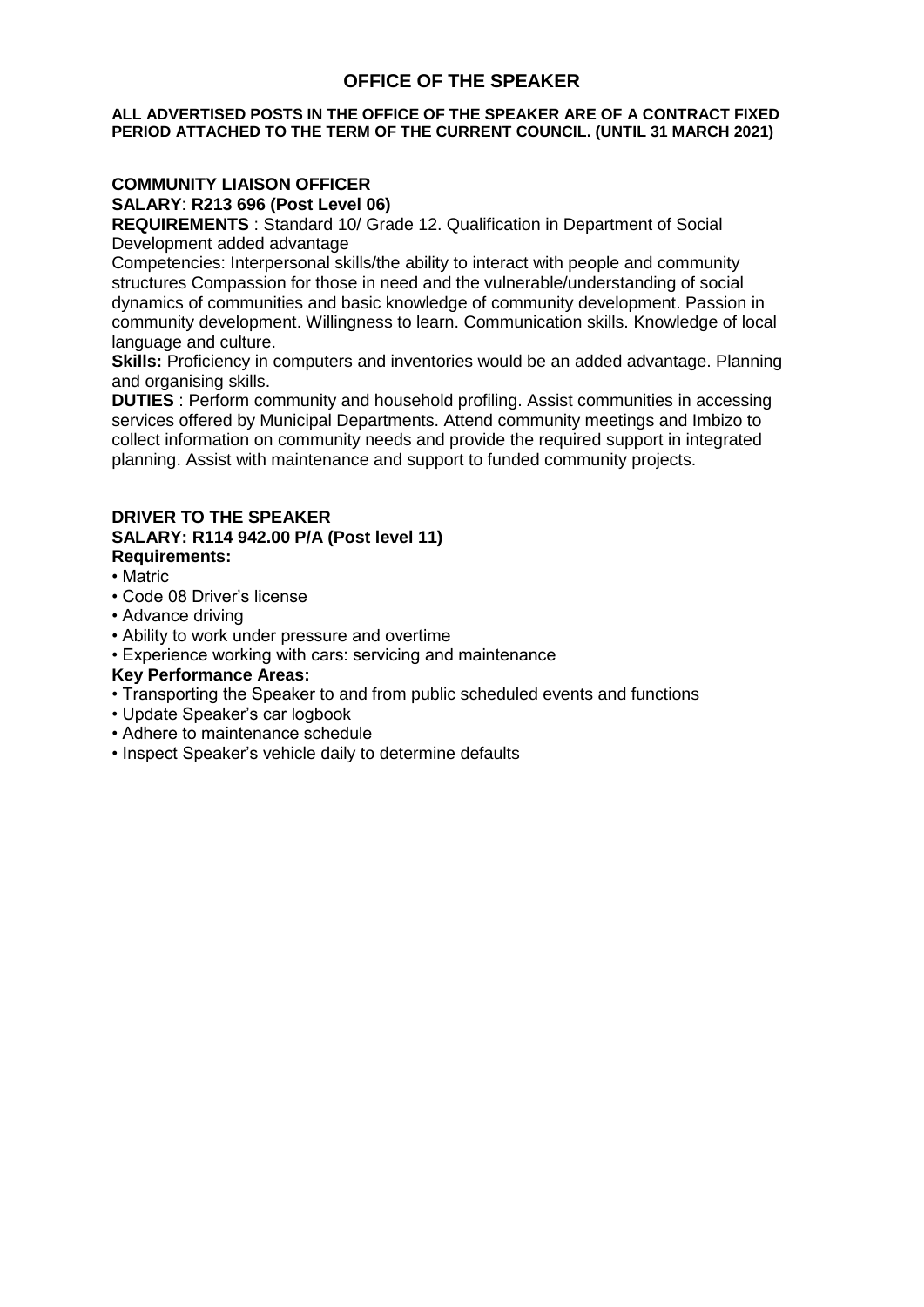# OFFICE OF THE SPEAKER

**ALL ADVERTISED POSTS IN THE OFFICE OF THE SPEAKER ARE OF A CONTRACT FIXED PERIOD ATTACHED TO THE TERM OF THE CURRENT COUNCIL. (UNTIL 31 MARCH 2021)**

## COMMUNITY LIAISON OFFICER

**SALARY**: **R213 696 (Post Level 06)**

**REQUIREMENTS** : Standard 10/ Grade 12. Qualification in Department of Social Development added advantage

Competencies: Interpersonal skills/the ability to interact with people and community structures Compassion for those in need and the vulnerable/understanding of social dynamics of communities and basic knowledge of community development. Passion in community development. Willingness to learn. Communication skills. Knowledge of local language and culture.

**Skills:** Proficiency in computers and inventories would be an added advantage. Planning and organising skills.

**DUTIES** : Perform community and household profiling. Assist communities in accessing services offered by Municipal Departments. Attend community meetings and Imbizo to collect information on community needs and provide the required support in integrated planning. Assist with maintenance and support to funded community projects.

## DRIVER TO THE SPEAKER

**SALARY: R114 942.00 P/A (Post level 11)**

**Requirements:**

- Matric
- Code 08 Driver's license
- Advance driving
- Ability to work under pressure and overtime
- Experience working with cars: servicing and maintenance

**Key Performance Areas:**

- Transporting the Speaker to and from public scheduled events and functions
- Update Speaker's car logbook
- Adhere to maintenance schedule
- Inspect Speaker's vehicle daily to determine defaults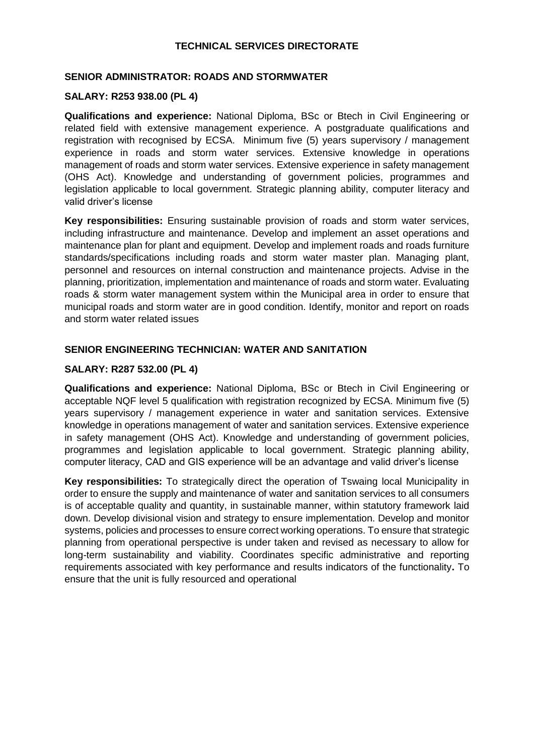# TECHNICAL SERVICES DIRECTORATE

## SENIOR ADMINISTRATOR: ROADS AND STORMWATER

**SALARY: R253 938.00 (PL 4)**

**Qualifications and experience:** National Diploma, BSc or Btech in Civil Engineering or related field with extensive management experience. A postgraduate qualifications and registration with recognised by ECSA. Minimum five (5) years supervisory / management experience in roads and storm water services. Extensive knowledge in operations management of roads and storm water services. Extensive experience in safety management (OHS Act). Knowledge and understanding of government policies, programmes and legislation applicable to local government. Strategic planning ability, computer literacy and valid driver's license

**Key responsibilities:** Ensuring sustainable provision of roads and storm water services, including infrastructure and maintenance. Develop and implement an asset operations and maintenance plan for plant and equipment. Develop and implement roads and roads furniture standards/specifications including roads and storm water master plan. Managing plant, personnel and resources on internal construction and maintenance projects. Advise in the planning, prioritization, implementation and maintenance of roads and storm water. Evaluating roads & storm water management system within the Municipal area in order to ensure that municipal roads and storm water are in good condition. Identify, monitor and report on roads and storm water related issues

## SENIOR ENGINEERING TECHNICIAN: WATER AND SANITATION

**SALARY: R287 532.00 (PL 4)**

**Qualifications and experience:** National Diploma, BSc or Btech in Civil Engineering or acceptable NQF level 5 qualification with registration recognized by ECSA. Minimum five (5) years supervisory / management experience in water and sanitation services. Extensive knowledge in operations management of water and sanitation services. Extensive experience in safety management (OHS Act). Knowledge and understanding of government policies, programmes and legislation applicable to local government. Strategic planning ability, computer literacy, CAD and GIS experience will be an advantage and valid driver's license

**Key responsibilities:** To strategically direct the operation of Tswaing local Municipality in order to ensure the supply and maintenance of water and sanitation services to all consumers is of acceptable quality and quantity, in sustainable manner, within statutory framework laid down. Develop divisional vision and strategy to ensure implementation. Develop and monitor systems, policies and processes to ensure correct working operations. To ensure that strategic planning from operational perspective is under taken and revised as necessary to allow for long-term sustainability and viability. Coordinates specific administrative and reporting requirements associated with key performance and results indicators of the functionality**.** To ensure that the unit is fully resourced and operational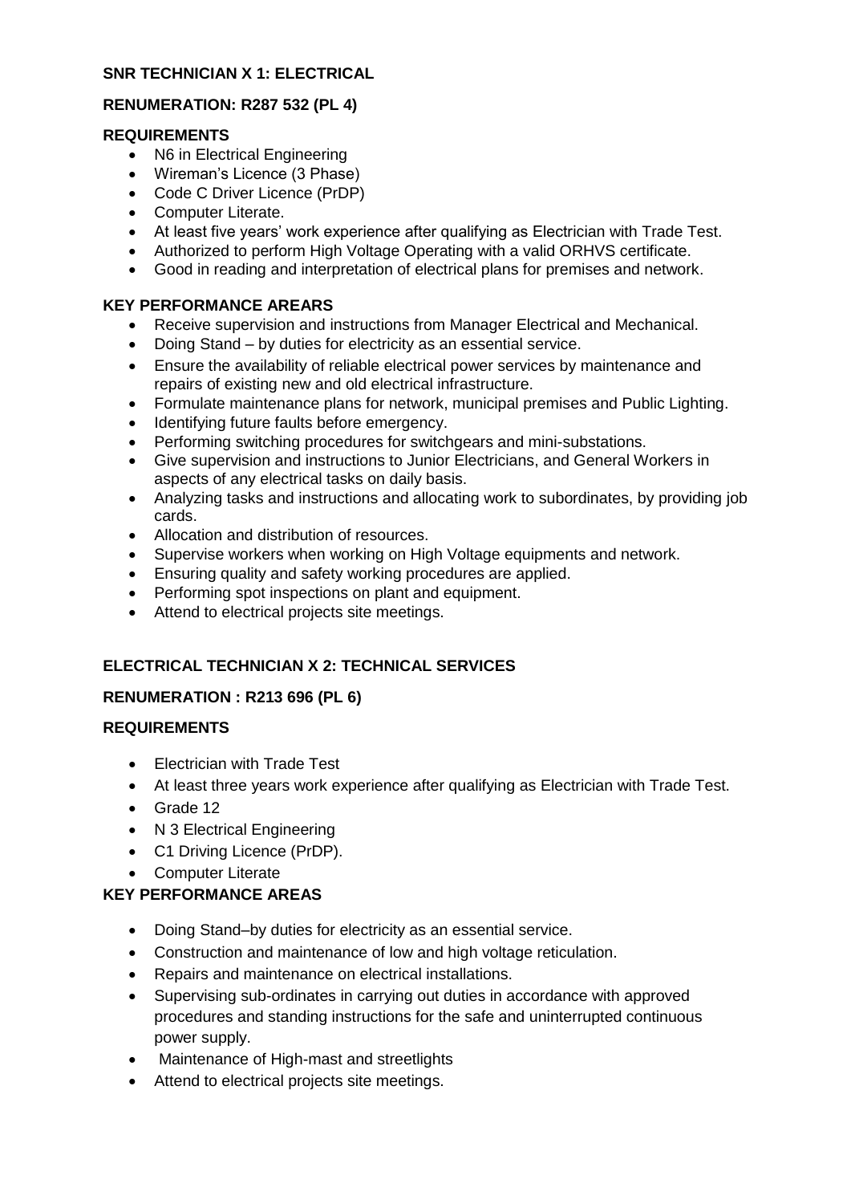**SNR TECHNICIAN X 1: ELECTRICAL**

**RENUMERATION: R287 532 (PL 4)**

**REQUIREMENTS**

- N6 in Electrical Engineering
- Wireman's Licence (3 Phase)
- Code C Driver Licence (PrDP)
- Computer Literate.
- At least five years' work experience after qualifying as Electrician with Trade Test.
- Authorized to perform High Voltage Operating with a valid ORHVS certificate.
- Good in reading and interpretation of electrical plans for premises and network.

**KEY PERFORMANCE AREARS**

- Receive supervision and instructions from Manager Electrical and Mechanical.
- Doing Stand – by duties for electricity as an essential service.
- Ensure the availability of reliable electrical power services by maintenance and repairs of existing new and old electrical infrastructure.
- Formulate maintenance plans for network, municipal premises and Public Lighting.
- Identifying future faults before emergency.
- Performing switching procedures for switchgears and mini-substations.
- Give supervision and instructions to Junior Electricians, and General Workers in aspects of any electrical tasks on daily basis.
- Analyzing tasks and instructions and allocating work to subordinates, by providing job cards.
- Allocation and distribution of resources.
- Supervise workers when working on High Voltage equipments and network.
- Ensuring quality and safety working procedures are applied.
- Performing spot inspections on plant and equipment.
- Attend to electrical projects site meetings.

**ELECTRICAL TECHNICIAN X 2: TECHNICAL SERVICES**

**RENUMERATION : R213 696 (PL 6)**

**REQUIREMENTS**

- Electrician with Trade Test
- At least three years work experience after qualifying as Electrician with Trade Test.
- Grade 12
- N 3 Electrical Engineering
- C1 Driving Licence (PrDP).
- Computer Literate

**KEY PERFORMANCE AREAS**

- Doing Stand–by duties for electricity as an essential service.
- Construction and maintenance of low and high voltage reticulation.
- Repairs and maintenance on electrical installations.
- Supervising sub-ordinates in carrying out duties in accordance with approved procedures and standing instructions for the safe and uninterrupted continuous power supply.
- Maintenance of High-mast and streetlights
- Attend to electrical projects site meetings.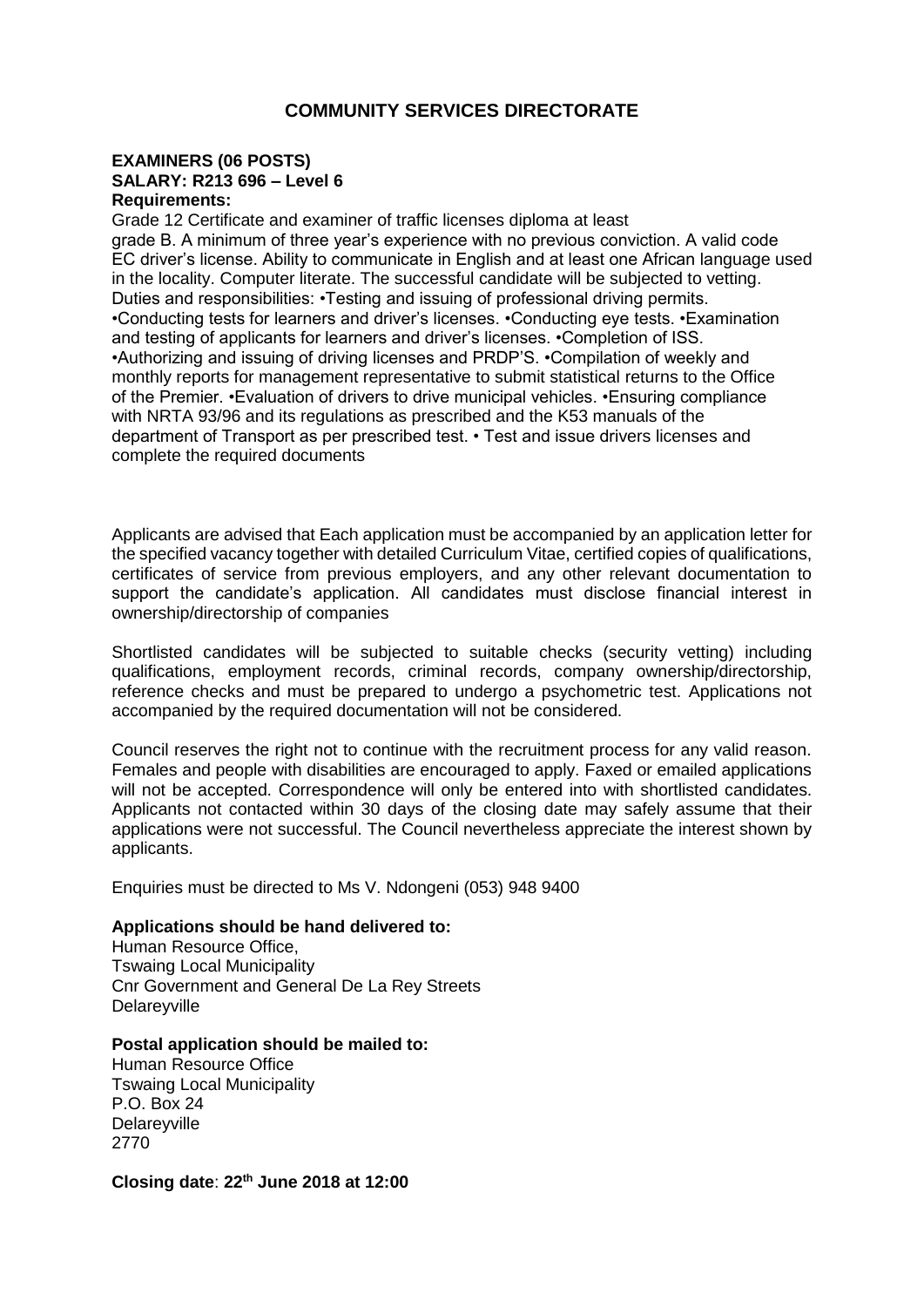# COMMUNITY SERVICES DIRECTORATE

**EXAMINERS (06 POSTS)**
**SALARY: R213 696 – Level 6**
**Requirements:**

Grade 12 Certificate and examiner of traffic licenses diploma at least grade B. A minimum of three year's experience with no previous conviction. A valid code EC driver's license. Ability to communicate in English and at least one African language used in the locality. Computer literate. The successful candidate will be subjected to vetting. Duties and responsibilities: •Testing and issuing of professional driving permits. •Conducting tests for learners and driver's licenses. •Conducting eye tests. •Examination and testing of applicants for learners and driver's licenses. •Completion of ISS. •Authorizing and issuing of driving licenses and PRDP'S. •Compilation of weekly and monthly reports for management representative to submit statistical returns to the Office of the Premier. •Evaluation of drivers to drive municipal vehicles. •Ensuring compliance with NRTA 93/96 and its regulations as prescribed and the K53 manuals of the department of Transport as per prescribed test. • Test and issue drivers licenses and complete the required documents

Applicants are advised that Each application must be accompanied by an application letter for the specified vacancy together with detailed Curriculum Vitae, certified copies of qualifications, certificates of service from previous employers, and any other relevant documentation to support the candidate's application. All candidates must disclose financial interest in ownership/directorship of companies

Shortlisted candidates will be subjected to suitable checks (security vetting) including qualifications, employment records, criminal records, company ownership/directorship, reference checks and must be prepared to undergo a psychometric test. Applications not accompanied by the required documentation will not be considered.

Council reserves the right not to continue with the recruitment process for any valid reason. Females and people with disabilities are encouraged to apply. Faxed or emailed applications will not be accepted. Correspondence will only be entered into with shortlisted candidates. Applicants not contacted within 30 days of the closing date may safely assume that their applications were not successful. The Council nevertheless appreciate the interest shown by applicants.

Enquiries must be directed to Ms V. Ndongeni (053) 948 9400

**Applications should be hand delivered to:**
Human Resource Office,
Tswaing Local Municipality
Cnr Government and General De La Rey Streets
Delareyville

**Postal application should be mailed to:**
Human Resource Office
Tswaing Local Municipality
P.O. Box 24
Delareyville
2770

**Closing date**: **22th June 2018 at 12:00**